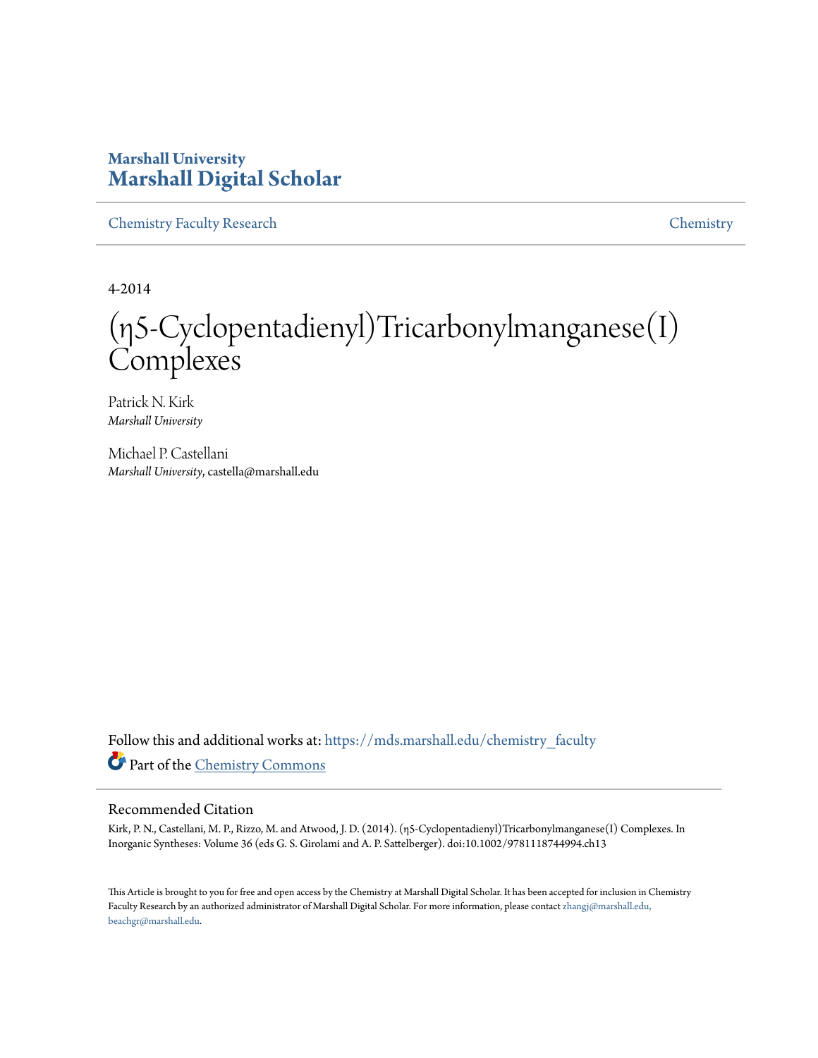Marshall University
# Marshall Digital Scholar

Chemistry Faculty Research | Chemistry

4-2014

# (η5-Cyclopentadienyl)Tricarbonylmanganese(I) Complexes

Patrick N. Kirk
*Marshall University*

Michael P. Castellani
*Marshall University*, castella@marshall.edu

Follow this and additional works at: https://mds.marshall.edu/chemistry_faculty

Part of the Chemistry Commons

## Recommended Citation

Kirk, P. N., Castellani, M. P., Rizzo, M. and Atwood, J. D. (2014). (η5-Cyclopentadienyl)Tricarbonylmanganese(I) Complexes. In Inorganic Syntheses: Volume 36 (eds G. S. Girolami and A. P. Sattelberger). doi:10.1002/9781118744994.ch13

This Article is brought to you for free and open access by the Chemistry at Marshall Digital Scholar. It has been accepted for inclusion in Chemistry Faculty Research by an authorized administrator of Marshall Digital Scholar. For more information, please contact zhangj@marshall.edu, beachgr@marshall.edu.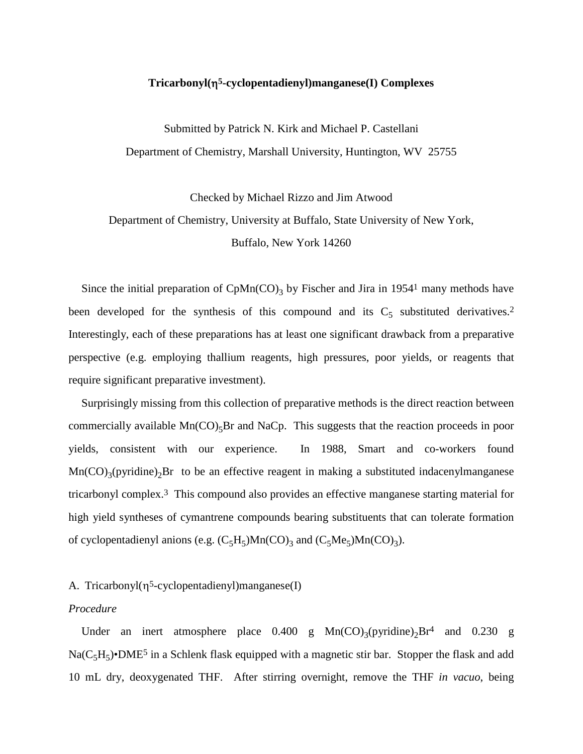**Tricarbonyl($\eta^5$-cyclopentadienyl)manganese(I) Complexes**

Submitted by Patrick N. Kirk and Michael P. Castellani

Department of Chemistry, Marshall University, Huntington, WV 25755

Checked by Michael Rizzo and Jim Atwood

Department of Chemistry, University at Buffalo, State University of New York,

Buffalo, New York 14260

Since the initial preparation of $CpMn(CO)_3$ by Fischer and Jira in 1954[1] many methods have been developed for the synthesis of this compound and its $C_5$ substituted derivatives.[2] Interestingly, each of these preparations has at least one significant drawback from a preparative perspective (e.g. employing thallium reagents, high pressures, poor yields, or reagents that require significant preparative investment).

Surprisingly missing from this collection of preparative methods is the direct reaction between commercially available $Mn(CO)_5Br$ and NaCp. This suggests that the reaction proceeds in poor yields, consistent with our experience. In 1988, Smart and co-workers found $Mn(CO)_3(pyridine)_2Br$ to be an effective reagent in making a substituted indacenylmanganese tricarbonyl complex.[3] This compound also provides an effective manganese starting material for high yield syntheses of cymantrene compounds bearing substituents that can tolerate formation of cyclopentadienyl anions (e.g. $(C_5H_5)Mn(CO)_3$ and $(C_5Me_5)Mn(CO)_3$).

A. Tricarbonyl($\eta^5$-cyclopentadienyl)manganese(I)

*Procedure*

Under an inert atmosphere place 0.400 g $Mn(CO)_3(pyridine)_2Br$[4] and 0.230 g $Na(C_5H_5)$•DME[5] in a Schlenk flask equipped with a magnetic stir bar. Stopper the flask and add 10 mL dry, deoxygenated THF. After stirring overnight, remove the THF *in vacuo*, being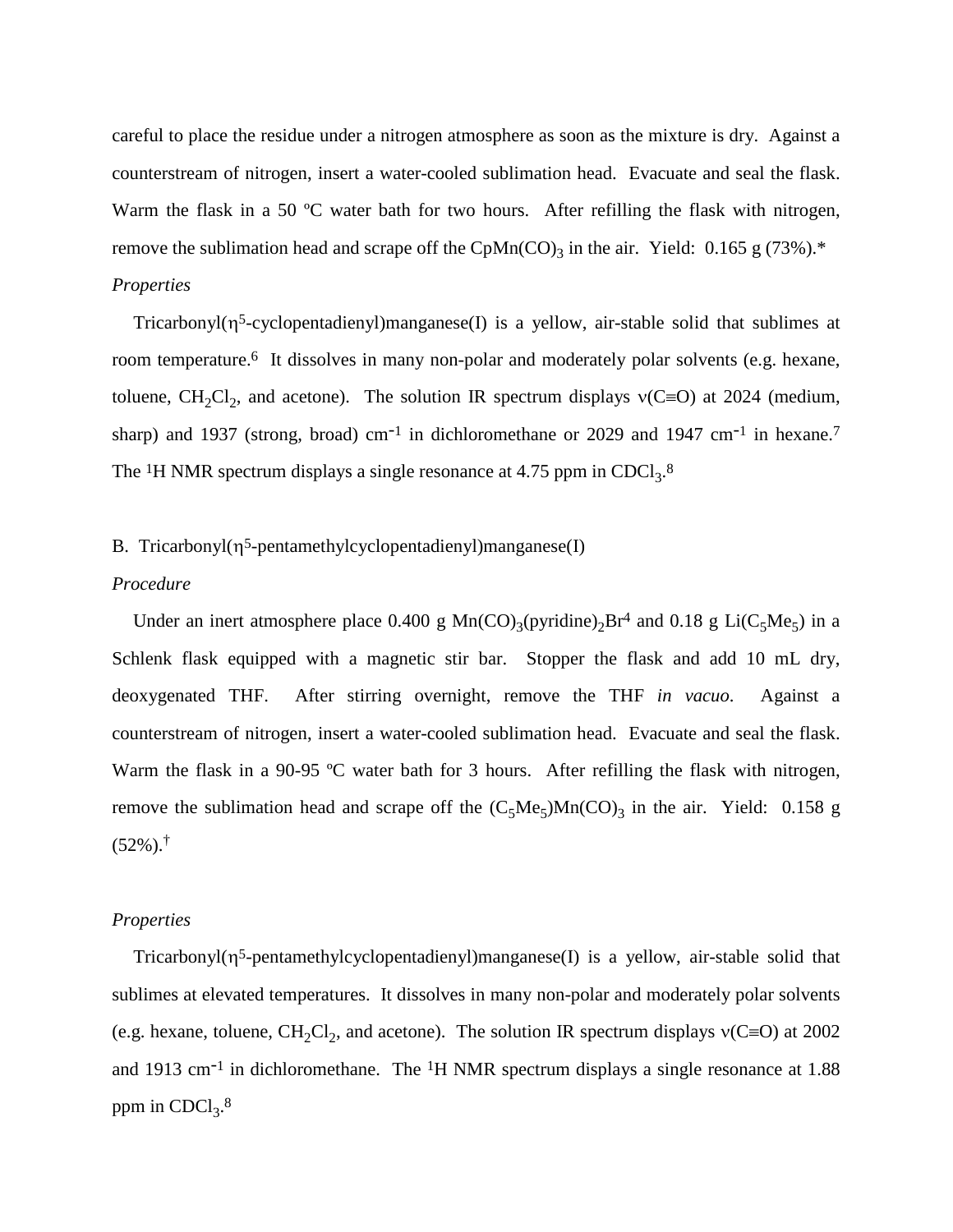careful to place the residue under a nitrogen atmosphere as soon as the mixture is dry. Against a counterstream of nitrogen, insert a water-cooled sublimation head. Evacuate and seal the flask. Warm the flask in a 50 ºC water bath for two hours. After refilling the flask with nitrogen, remove the sublimation head and scrape off the $CpMn(CO)_3$ in the air. Yield: 0.165 g (73%).*

*Properties*

Tricarbonyl($\eta^5$-cyclopentadienyl)manganese(I) is a yellow, air-stable solid that sublimes at room temperature.[6] It dissolves in many non-polar and moderately polar solvents (e.g. hexane, toluene, $CH_2Cl_2$, and acetone). The solution IR spectrum displays $\nu$(C≡O) at 2024 (medium, sharp) and 1937 (strong, broad) $cm^{-1}$ in dichloromethane or 2029 and 1947 $cm^{-1}$ in hexane.[7] The $^1$H NMR spectrum displays a single resonance at 4.75 ppm in $CDCl_3$.[8]

B. Tricarbonyl($\eta^5$-pentamethylcyclopentadienyl)manganese(I)

*Procedure*

Under an inert atmosphere place 0.400 g $Mn(CO)_3(pyridine)_2Br$[4] and 0.18 g $Li(C_5Me_5)$ in a Schlenk flask equipped with a magnetic stir bar. Stopper the flask and add 10 mL dry, deoxygenated THF. After stirring overnight, remove the THF *in vacuo*. Against a counterstream of nitrogen, insert a water-cooled sublimation head. Evacuate and seal the flask. Warm the flask in a 90-95 ºC water bath for 3 hours. After refilling the flask with nitrogen, remove the sublimation head and scrape off the $(C_5Me_5)Mn(CO)_3$ in the air. Yield: 0.158 g (52%).†

*Properties*

Tricarbonyl($\eta^5$-pentamethylcyclopentadienyl)manganese(I) is a yellow, air-stable solid that sublimes at elevated temperatures. It dissolves in many non-polar and moderately polar solvents (e.g. hexane, toluene, $CH_2Cl_2$, and acetone). The solution IR spectrum displays $\nu$(C≡O) at 2002 and 1913 $cm^{-1}$ in dichloromethane. The $^1$H NMR spectrum displays a single resonance at 1.88 ppm in $CDCl_3$.[8]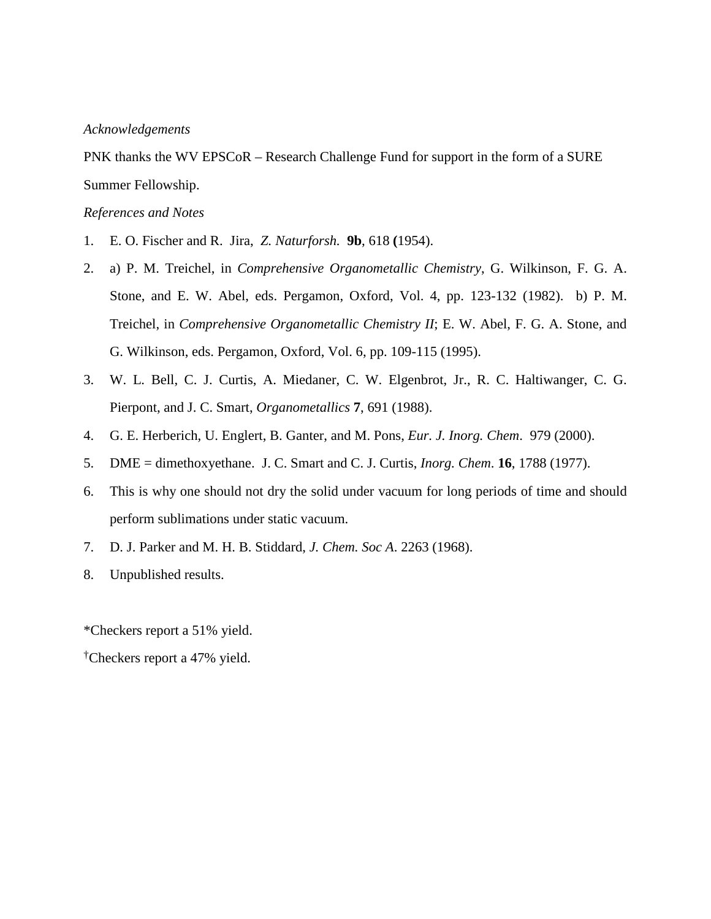*Acknowledgements*

PNK thanks the WV EPSCoR – Research Challenge Fund for support in the form of a SURE Summer Fellowship.

*References and Notes*

1. E. O. Fischer and R. Jira, *Z. Naturforsh.* **9b**, 618 **(**1954).
2. a) P. M. Treichel, in *Comprehensive Organometallic Chemistry*, G. Wilkinson, F. G. A. Stone, and E. W. Abel, eds. Pergamon, Oxford, Vol. 4, pp. 123-132 (1982). b) P. M. Treichel, in *Comprehensive Organometallic Chemistry II*; E. W. Abel, F. G. A. Stone, and G. Wilkinson, eds. Pergamon, Oxford, Vol. 6, pp. 109-115 (1995).
3. W. L. Bell, C. J. Curtis, A. Miedaner, C. W. Elgenbrot, Jr., R. C. Haltiwanger, C. G. Pierpont, and J. C. Smart, *Organometallics* **7**, 691 (1988).
4. G. E. Herberich, U. Englert, B. Ganter, and M. Pons, *Eur. J. Inorg. Chem*. 979 (2000).
5. DME = dimethoxyethane. J. C. Smart and C. J. Curtis, *Inorg. Chem.* **16**, 1788 (1977).
6. This is why one should not dry the solid under vacuum for long periods of time and should perform sublimations under static vacuum.
7. D. J. Parker and M. H. B. Stiddard, *J. Chem. Soc A*. 2263 (1968).
8. Unpublished results.

*Checkers report a 51% yield.

†Checkers report a 47% yield.